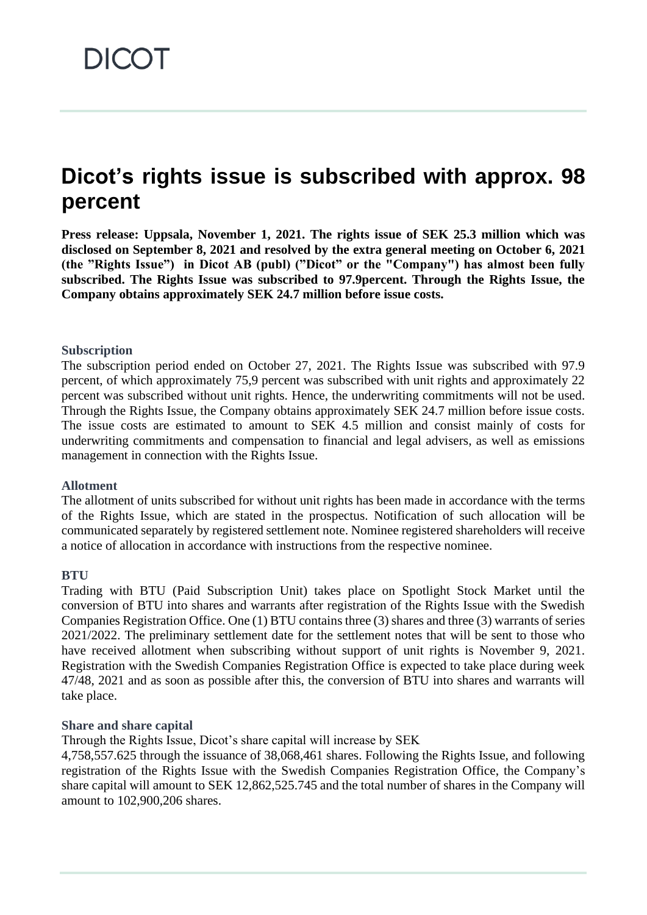DICOT

# Dicot's rights issue is subscribed with approx. 98 percent

**Press release: Uppsala, November 1, 2021. The rights issue of SEK 25.3 million which was disclosed on September 8, 2021 and resolved by the extra general meeting on October 6, 2021 (the "Rights Issue") in Dicot AB (publ) ("Dicot" or the "Company") has almost been fully subscribed. The Rights Issue was subscribed to 97.9percent. Through the Rights Issue, the Company obtains approximately SEK 24.7 million before issue costs.**

### Subscription

The subscription period ended on October 27, 2021. The Rights Issue was subscribed with 97.9 percent, of which approximately 75,9 percent was subscribed with unit rights and approximately 22 percent was subscribed without unit rights. Hence, the underwriting commitments will not be used. Through the Rights Issue, the Company obtains approximately SEK 24.7 million before issue costs. The issue costs are estimated to amount to SEK 4.5 million and consist mainly of costs for underwriting commitments and compensation to financial and legal advisers, as well as emissions management in connection with the Rights Issue.

### Allotment

The allotment of units subscribed for without unit rights has been made in accordance with the terms of the Rights Issue, which are stated in the prospectus. Notification of such allocation will be communicated separately by registered settlement note. Nominee registered shareholders will receive a notice of allocation in accordance with instructions from the respective nominee.

### BTU

Trading with BTU (Paid Subscription Unit) takes place on Spotlight Stock Market until the conversion of BTU into shares and warrants after registration of the Rights Issue with the Swedish Companies Registration Office. One (1) BTU contains three (3) shares and three (3) warrants of series 2021/2022. The preliminary settlement date for the settlement notes that will be sent to those who have received allotment when subscribing without support of unit rights is November 9, 2021. Registration with the Swedish Companies Registration Office is expected to take place during week 47/48, 2021 and as soon as possible after this, the conversion of BTU into shares and warrants will take place.

### Share and share capital

Through the Rights Issue, Dicot's share capital will increase by SEK 4,758,557.625 through the issuance of 38,068,461 shares. Following the Rights Issue, and following registration of the Rights Issue with the Swedish Companies Registration Office, the Company's share capital will amount to SEK 12,862,525.745 and the total number of shares in the Company will amount to 102,900,206 shares.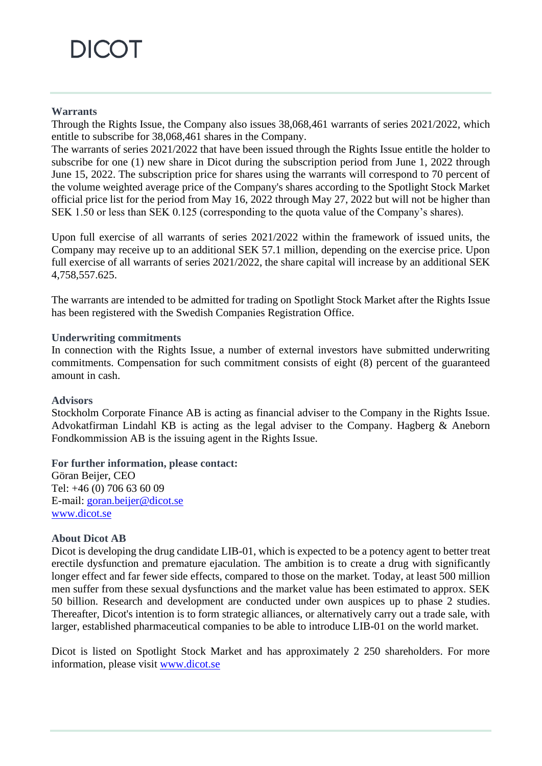### Warrants

Through the Rights Issue, the Company also issues 38,068,461 warrants of series 2021/2022, which entitle to subscribe for 38,068,461 shares in the Company.
The warrants of series 2021/2022 that have been issued through the Rights Issue entitle the holder to subscribe for one (1) new share in Dicot during the subscription period from June 1, 2022 through June 15, 2022. The subscription price for shares using the warrants will correspond to 70 percent of the volume weighted average price of the Company's shares according to the Spotlight Stock Market official price list for the period from May 16, 2022 through May 27, 2022 but will not be higher than SEK 1.50 or less than SEK 0.125 (corresponding to the quota value of the Company's shares).

Upon full exercise of all warrants of series 2021/2022 within the framework of issued units, the Company may receive up to an additional SEK 57.1 million, depending on the exercise price. Upon full exercise of all warrants of series 2021/2022, the share capital will increase by an additional SEK 4,758,557.625.

The warrants are intended to be admitted for trading on Spotlight Stock Market after the Rights Issue has been registered with the Swedish Companies Registration Office.

### Underwriting commitments

In connection with the Rights Issue, a number of external investors have submitted underwriting commitments. Compensation for such commitment consists of eight (8) percent of the guaranteed amount in cash.

### Advisors

Stockholm Corporate Finance AB is acting as financial adviser to the Company in the Rights Issue. Advokatfirman Lindahl KB is acting as the legal adviser to the Company. Hagberg & Aneborn Fondkommission AB is the issuing agent in the Rights Issue.

**For further information, please contact:**
Göran Beijer, CEO
Tel: +46 (0) 706 63 60 09
E-mail: goran.beijer@dicot.se
www.dicot.se

### About Dicot AB

Dicot is developing the drug candidate LIB-01, which is expected to be a potency agent to better treat erectile dysfunction and premature ejaculation. The ambition is to create a drug with significantly longer effect and far fewer side effects, compared to those on the market. Today, at least 500 million men suffer from these sexual dysfunctions and the market value has been estimated to approx. SEK 50 billion. Research and development are conducted under own auspices up to phase 2 studies. Thereafter, Dicot's intention is to form strategic alliances, or alternatively carry out a trade sale, with larger, established pharmaceutical companies to be able to introduce LIB-01 on the world market.

Dicot is listed on Spotlight Stock Market and has approximately 2 250 shareholders. For more information, please visit www.dicot.se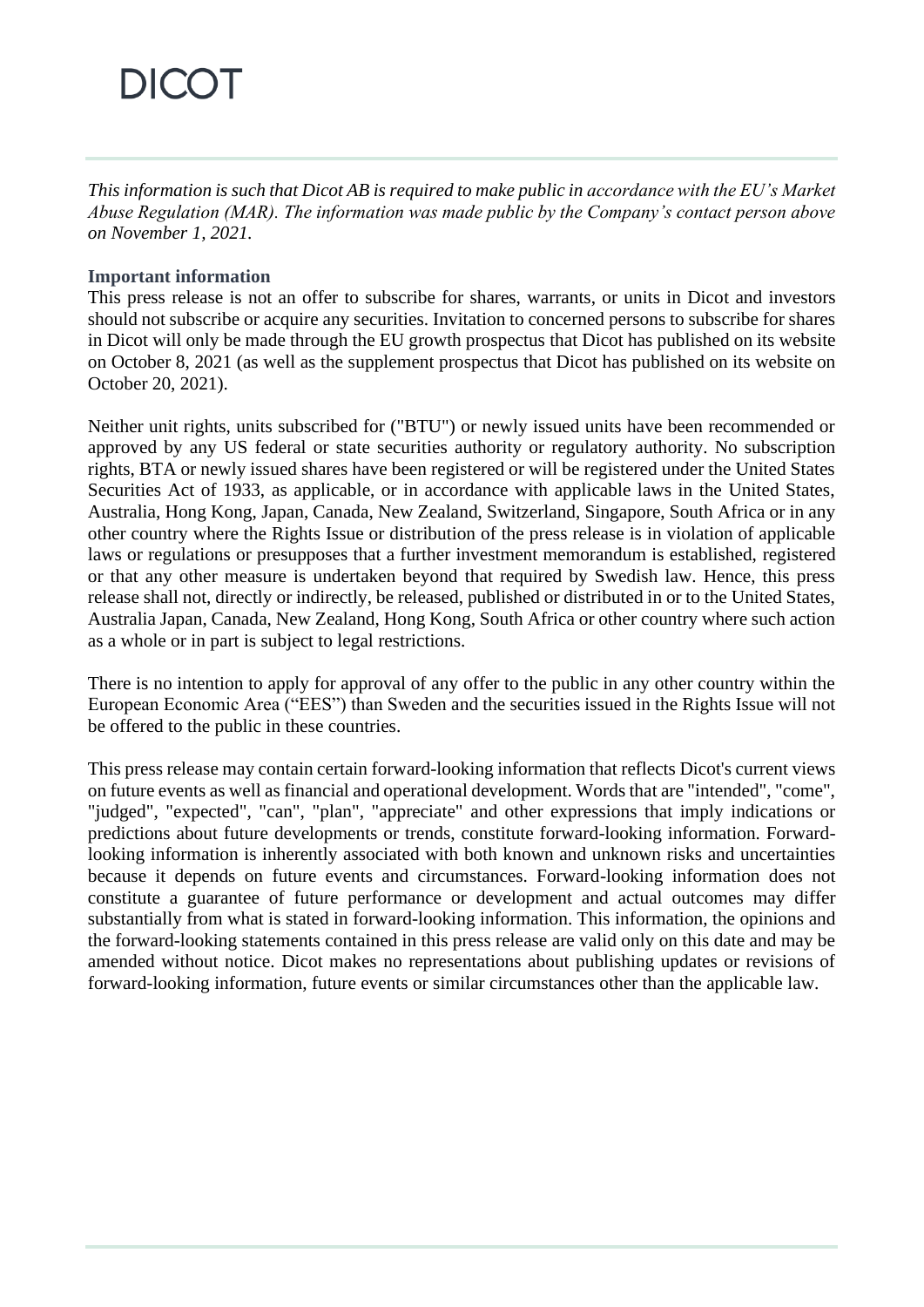*This information is such that Dicot AB is required to make public in accordance with the EU's Market Abuse Regulation (MAR). The information was made public by the Company's contact person above on November 1, 2021.*

**Important information**

This press release is not an offer to subscribe for shares, warrants, or units in Dicot and investors should not subscribe or acquire any securities. Invitation to concerned persons to subscribe for shares in Dicot will only be made through the EU growth prospectus that Dicot has published on its website on October 8, 2021 (as well as the supplement prospectus that Dicot has published on its website on October 20, 2021).

Neither unit rights, units subscribed for ("BTU") or newly issued units have been recommended or approved by any US federal or state securities authority or regulatory authority. No subscription rights, BTA or newly issued shares have been registered or will be registered under the United States Securities Act of 1933, as applicable, or in accordance with applicable laws in the United States, Australia, Hong Kong, Japan, Canada, New Zealand, Switzerland, Singapore, South Africa or in any other country where the Rights Issue or distribution of the press release is in violation of applicable laws or regulations or presupposes that a further investment memorandum is established, registered or that any other measure is undertaken beyond that required by Swedish law. Hence, this press release shall not, directly or indirectly, be released, published or distributed in or to the United States, Australia Japan, Canada, New Zealand, Hong Kong, South Africa or other country where such action as a whole or in part is subject to legal restrictions.

There is no intention to apply for approval of any offer to the public in any other country within the European Economic Area ("EES") than Sweden and the securities issued in the Rights Issue will not be offered to the public in these countries.

This press release may contain certain forward-looking information that reflects Dicot's current views on future events as well as financial and operational development. Words that are "intended", "come", "judged", "expected", "can", "plan", "appreciate" and other expressions that imply indications or predictions about future developments or trends, constitute forward-looking information. Forward-looking information is inherently associated with both known and unknown risks and uncertainties because it depends on future events and circumstances. Forward-looking information does not constitute a guarantee of future performance or development and actual outcomes may differ substantially from what is stated in forward-looking information. This information, the opinions and the forward-looking statements contained in this press release are valid only on this date and may be amended without notice. Dicot makes no representations about publishing updates or revisions of forward-looking information, future events or similar circumstances other than the applicable law.